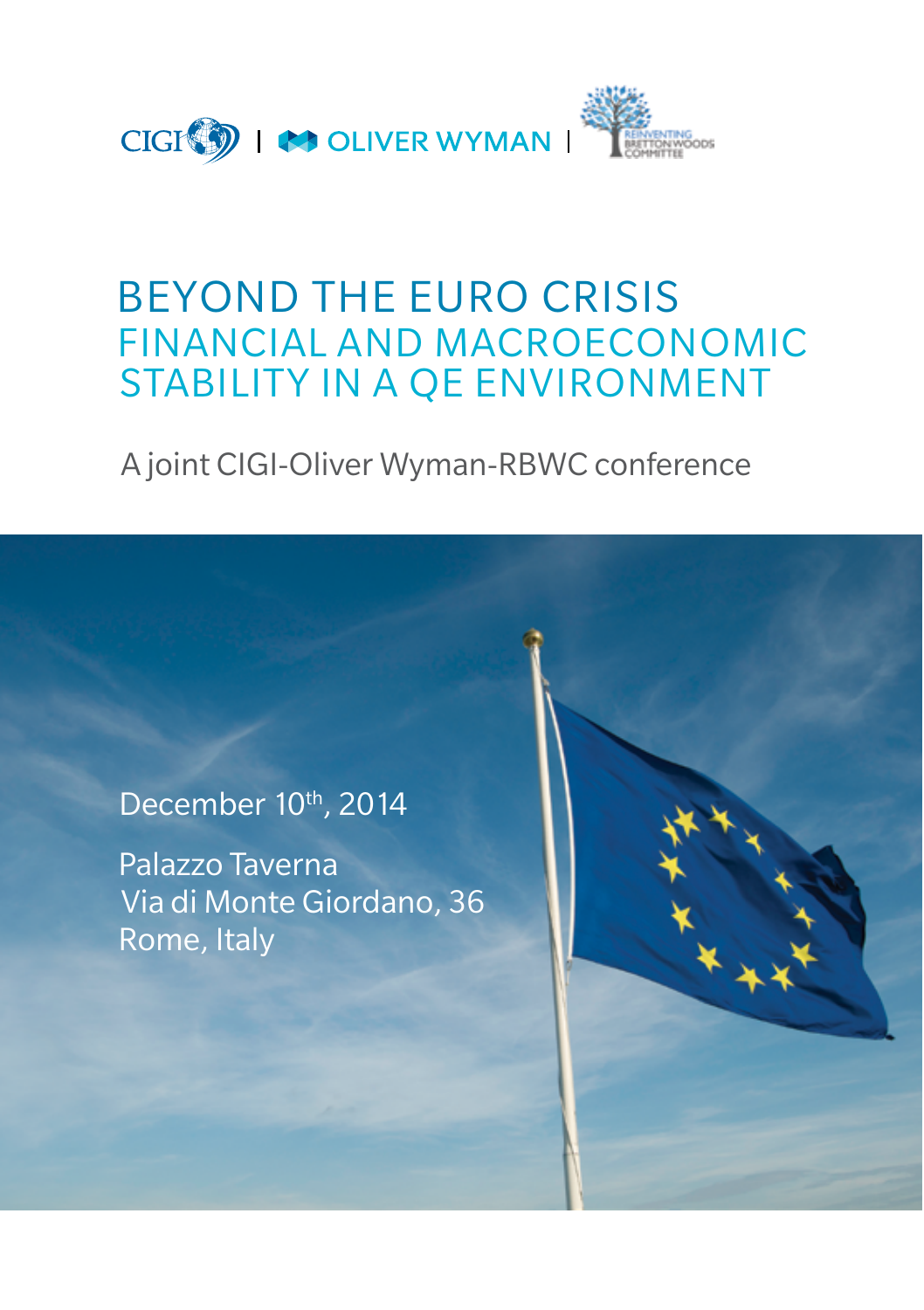CIGI | OLIVER WYMAN | REINVENTING BRETTON WOODS COMMITTEE

# BEYOND THE EURO CRISIS

## FINANCIAL AND MACROECONOMIC STABILITY IN A QE ENVIRONMENT

A joint CIGI-Oliver Wyman-RBWC conference

December 10th, 2014

Palazzo Taverna
Via di Monte Giordano, 36
Rome, Italy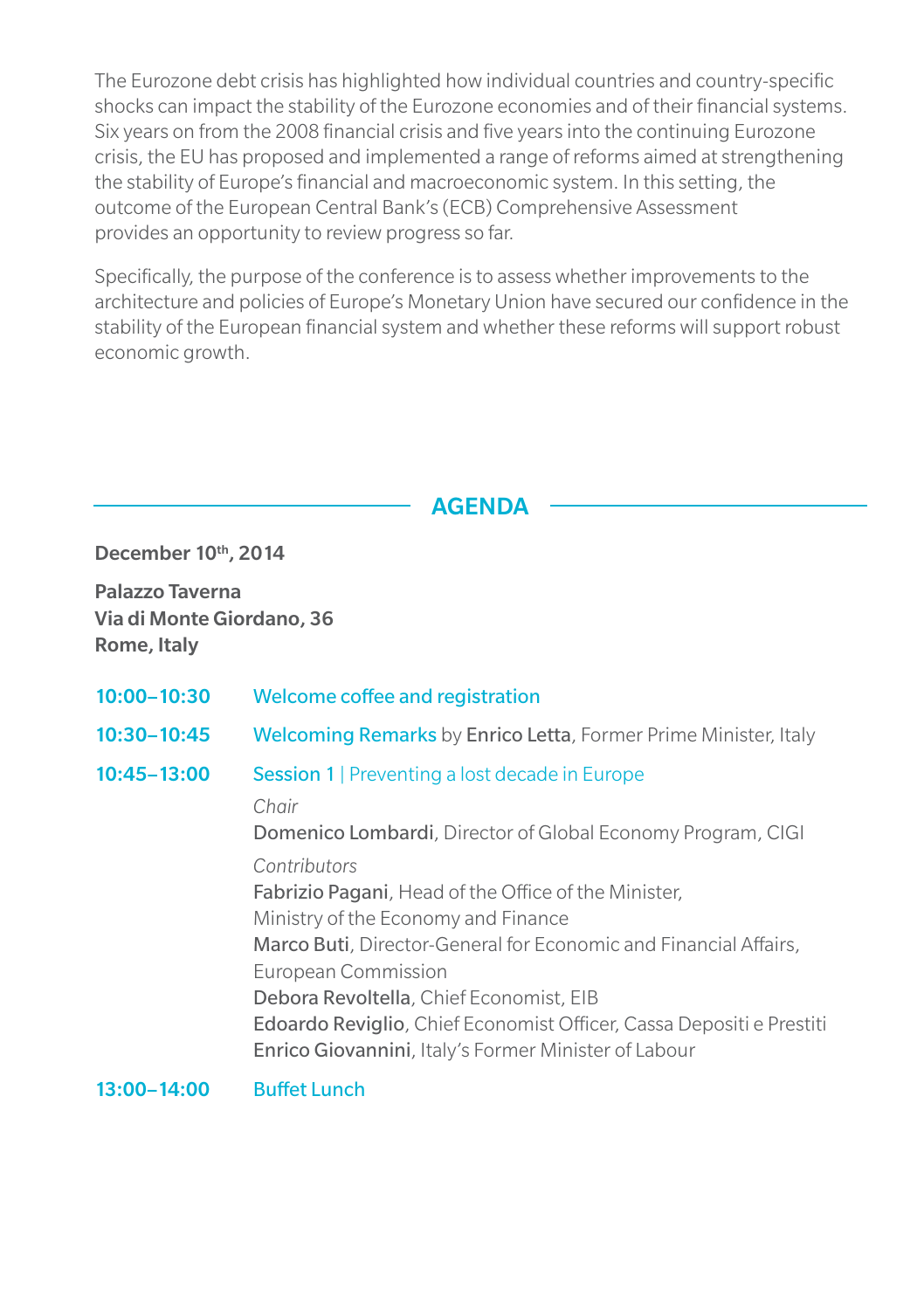The Eurozone debt crisis has highlighted how individual countries and country-specific shocks can impact the stability of the Eurozone economies and of their financial systems. Six years on from the 2008 financial crisis and five years into the continuing Eurozone crisis, the EU has proposed and implemented a range of reforms aimed at strengthening the stability of Europe's financial and macroeconomic system. In this setting, the outcome of the European Central Bank's (ECB) Comprehensive Assessment provides an opportunity to review progress so far.

Specifically, the purpose of the conference is to assess whether improvements to the architecture and policies of Europe's Monetary Union have secured our confidence in the stability of the European financial system and whether these reforms will support robust economic growth.

## AGENDA

**December 10th, 2014**

**Palazzo Taverna**
**Via di Monte Giordano, 36**
**Rome, Italy**

**10:00–10:30** Welcome coffee and registration

**10:30–10:45** Welcoming Remarks by **Enrico Letta**, Former Prime Minister, Italy

**10:45–13:00** Session 1 | Preventing a lost decade in Europe

*Chair*
**Domenico Lombardi**, Director of Global Economy Program, CIGI

*Contributors*
**Fabrizio Pagani**, Head of the Office of the Minister, Ministry of the Economy and Finance
**Marco Buti**, Director-General for Economic and Financial Affairs, European Commission
**Debora Revoltella**, Chief Economist, EIB
**Edoardo Reviglio**, Chief Economist Officer, Cassa Depositi e Prestiti
**Enrico Giovannini**, Italy's Former Minister of Labour

**13:00–14:00** Buffet Lunch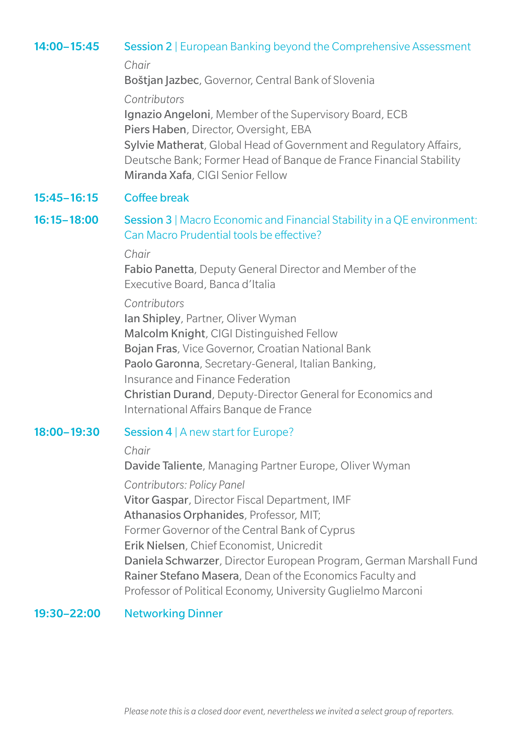**14:00–15:45** **Session 2** | European Banking beyond the Comprehensive Assessment

*Chair*
**Boštjan Jazbec**, Governor, Central Bank of Slovenia

*Contributors*
**Ignazio Angeloni**, Member of the Supervisory Board, ECB
**Piers Haben**, Director, Oversight, EBA
**Sylvie Matherat**, Global Head of Government and Regulatory Affairs, Deutsche Bank; Former Head of Banque de France Financial Stability
**Miranda Xafa**, CIGI Senior Fellow

**15:45–16:15** **Coffee break**

**16:15–18:00** **Session 3** | Macro Economic and Financial Stability in a QE environment: Can Macro Prudential tools be effective?

*Chair*
**Fabio Panetta**, Deputy General Director and Member of the Executive Board, Banca d'Italia

*Contributors*
**Ian Shipley**, Partner, Oliver Wyman
**Malcolm Knight**, CIGI Distinguished Fellow
**Bojan Fras**, Vice Governor, Croatian National Bank
**Paolo Garonna**, Secretary-General, Italian Banking, Insurance and Finance Federation
**Christian Durand**, Deputy-Director General for Economics and International Affairs Banque de France

**18:00–19:30** **Session 4** | A new start for Europe?

*Chair*
**Davide Taliente**, Managing Partner Europe, Oliver Wyman

*Contributors: Policy Panel*
**Vitor Gaspar**, Director Fiscal Department, IMF
**Athanasios Orphanides**, Professor, MIT; Former Governor of the Central Bank of Cyprus
**Erik Nielsen**, Chief Economist, Unicredit
**Daniela Schwarzer**, Director European Program, German Marshall Fund
**Rainer Stefano Masera**, Dean of the Economics Faculty and Professor of Political Economy, University Guglielmo Marconi

**19:30–22:00** **Networking Dinner**

*Please note this is a closed door event, nevertheless we invited a select group of reporters.*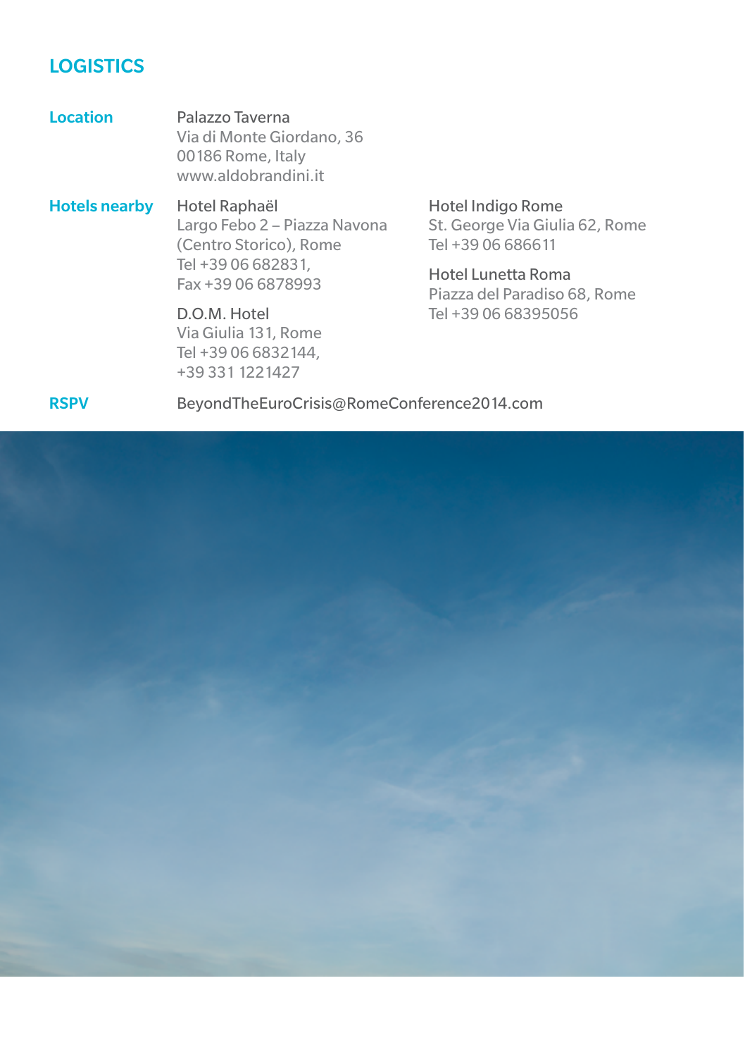## LOGISTICS

**Location**

Palazzo Taverna
Via di Monte Giordano, 36
00186 Rome, Italy
www.aldobrandini.it

**Hotels nearby**

Hotel Raphaël
Largo Febo 2 – Piazza Navona
(Centro Storico), Rome
Tel +39 06 682831,
Fax +39 06 6878993

D.O.M. Hotel
Via Giulia 131, Rome
Tel +39 06 6832144,
+39 331 1221427

Hotel Indigo Rome
St. George Via Giulia 62, Rome
Tel +39 06 686611

Hotel Lunetta Roma
Piazza del Paradiso 68, Rome
Tel +39 06 68395056

**RSPV**

BeyondTheEuroCrisis@RomeConference2014.com